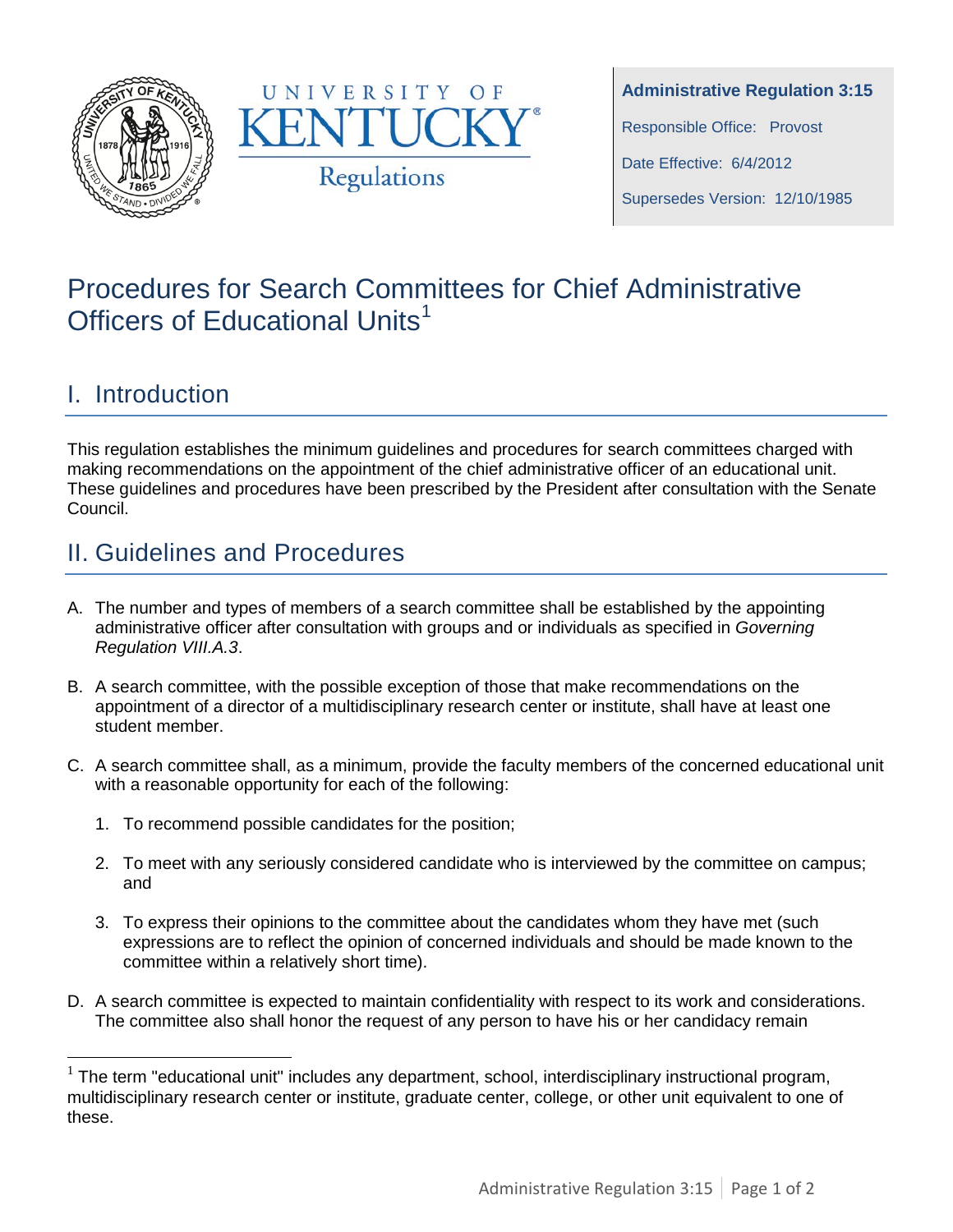UNIVERSITY OF KENTUCKY

Regulations

**Administrative Regulation 3:15**

Responsible Office: Provost

Date Effective: 6/4/2012

Supersedes Version: 12/10/1985

# Procedures for Search Committees for Chief Administrative Officers of Educational Units[1]

## I. Introduction

This regulation establishes the minimum guidelines and procedures for search committees charged with making recommendations on the appointment of the chief administrative officer of an educational unit. These guidelines and procedures have been prescribed by the President after consultation with the Senate Council.

## II. Guidelines and Procedures

A. The number and types of members of a search committee shall be established by the appointing administrative officer after consultation with groups and or individuals as specified in *Governing Regulation VIII.A.3*.

B. A search committee, with the possible exception of those that make recommendations on the appointment of a director of a multidisciplinary research center or institute, shall have at least one student member.

C. A search committee shall, as a minimum, provide the faculty members of the concerned educational unit with a reasonable opportunity for each of the following:

   1. To recommend possible candidates for the position;

   2. To meet with any seriously considered candidate who is interviewed by the committee on campus; and

   3. To express their opinions to the committee about the candidates whom they have met (such expressions are to reflect the opinion of concerned individuals and should be made known to the committee within a relatively short time).

D. A search committee is expected to maintain confidentiality with respect to its work and considerations. The committee also shall honor the request of any person to have his or her candidacy remain

[1] The term "educational unit" includes any department, school, interdisciplinary instructional program, multidisciplinary research center or institute, graduate center, college, or other unit equivalent to one of these.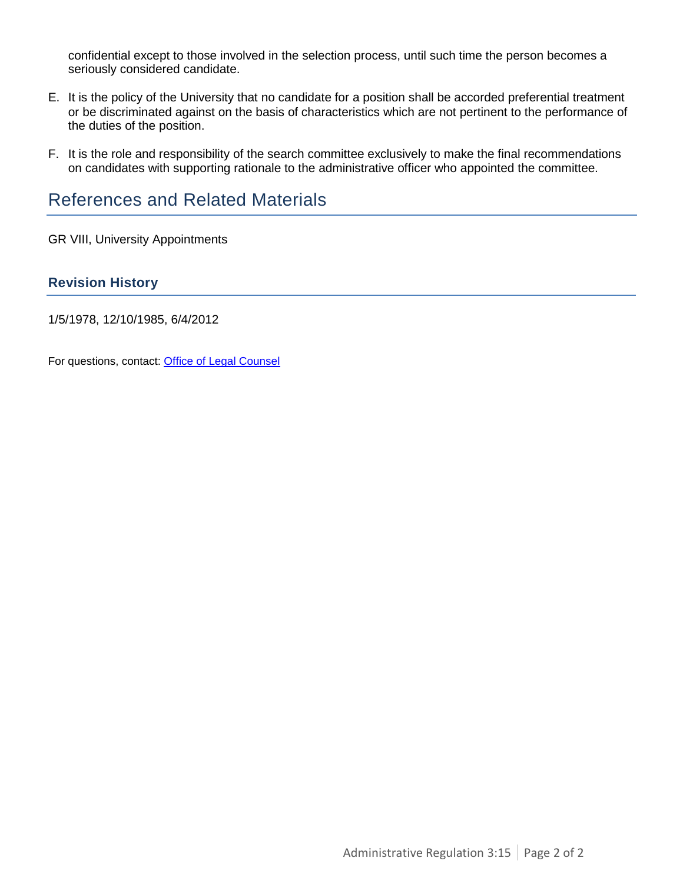confidential except to those involved in the selection process, until such time the person becomes a seriously considered candidate.

E. It is the policy of the University that no candidate for a position shall be accorded preferential treatment or be discriminated against on the basis of characteristics which are not pertinent to the performance of the duties of the position.

F. It is the role and responsibility of the search committee exclusively to make the final recommendations on candidates with supporting rationale to the administrative officer who appointed the committee.

# References and Related Materials

GR VIII, University Appointments

## Revision History

1/5/1978, 12/10/1985, 6/4/2012

For questions, contact: Office of Legal Counsel